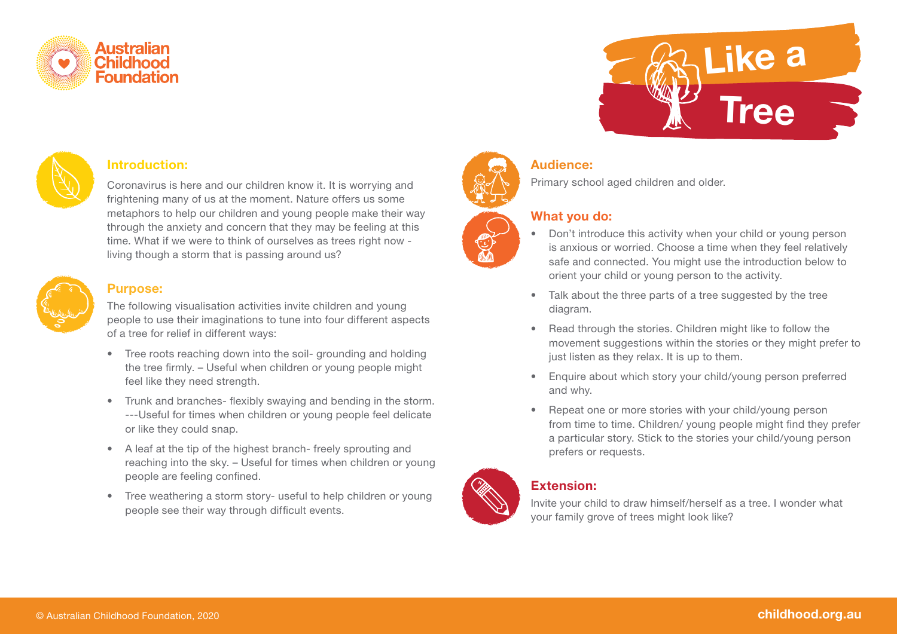Australian Childhood Foundation

# Like a Tree

## Introduction:

Coronavirus is here and our children know it. It is worrying and frightening many of us at the moment. Nature offers us some metaphors to help our children and young people make their way through the anxiety and concern that they may be feeling at this time. What if we were to think of ourselves as trees right now - living though a storm that is passing around us?

## Purpose:

The following visualisation activities invite children and young people to use their imaginations to tune into four different aspects of a tree for relief in different ways:

- Tree roots reaching down into the soil- grounding and holding the tree firmly. – Useful when children or young people might feel like they need strength.
- Trunk and branches- flexibly swaying and bending in the storm. ---Useful for times when children or young people feel delicate or like they could snap.
- A leaf at the tip of the highest branch- freely sprouting and reaching into the sky. – Useful for times when children or young people are feeling confined.
- Tree weathering a storm story- useful to help children or young people see their way through difficult events.

## Audience:

Primary school aged children and older.

## What you do:

- Don't introduce this activity when your child or young person is anxious or worried. Choose a time when they feel relatively safe and connected. You might use the introduction below to orient your child or young person to the activity.
- Talk about the three parts of a tree suggested by the tree diagram.
- Read through the stories. Children might like to follow the movement suggestions within the stories or they might prefer to just listen as they relax. It is up to them.
- Enquire about which story your child/young person preferred and why.
- Repeat one or more stories with your child/young person from time to time. Children/ young people might find they prefer a particular story. Stick to the stories your child/young person prefers or requests.

## Extension:

Invite your child to draw himself/herself as a tree. I wonder what your family grove of trees might look like?

© Australian Childhood Foundation, 2020

childhood.org.au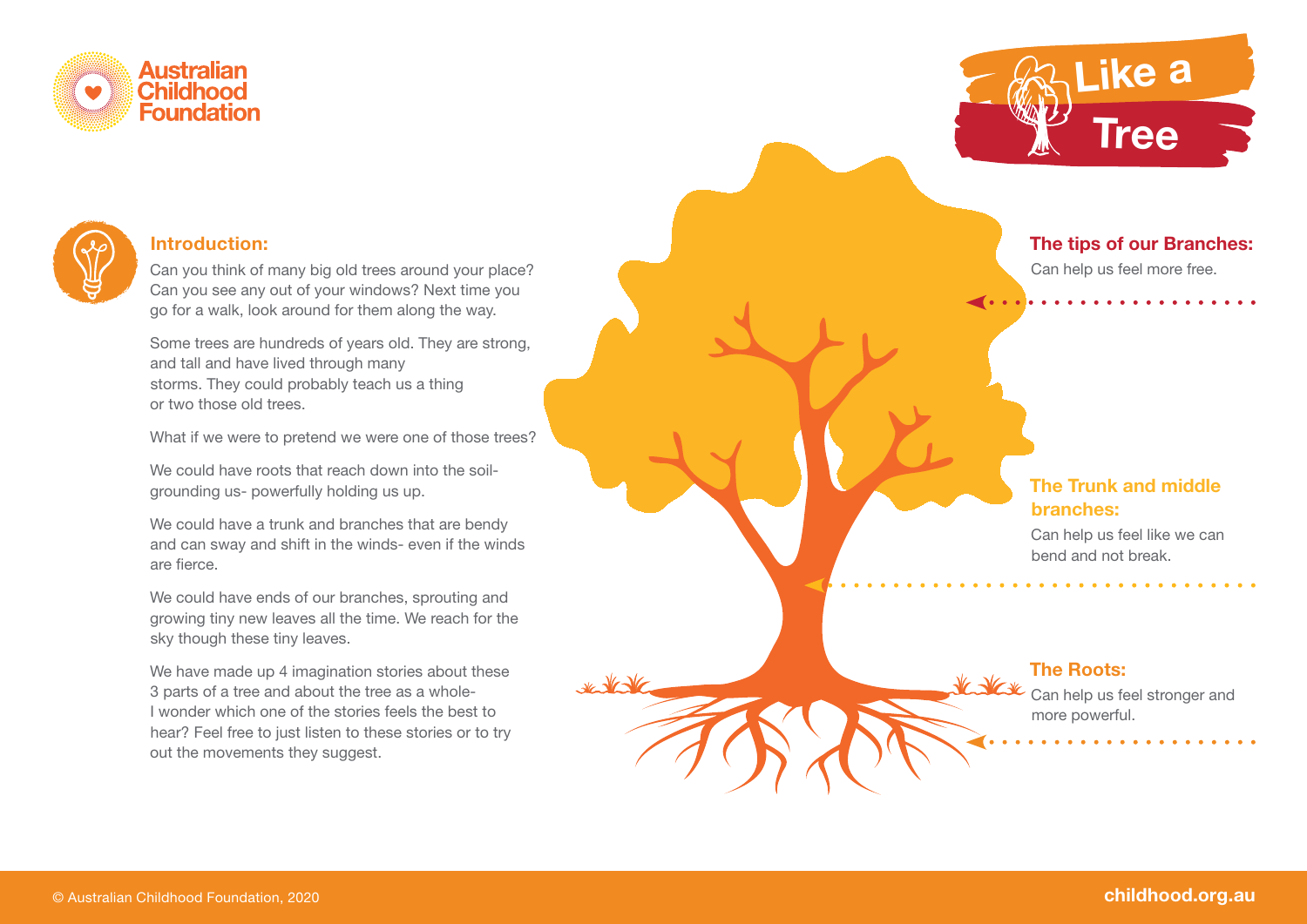# Like a Tree

## Introduction:

Can you think of many big old trees around your place? Can you see any out of your windows? Next time you go for a walk, look around for them along the way.

Some trees are hundreds of years old. They are strong, and tall and have lived through many storms. They could probably teach us a thing or two those old trees.

What if we were to pretend we were one of those trees?

We could have roots that reach down into the soil- grounding us- powerfully holding us up.

We could have a trunk and branches that are bendy and can sway and shift in the winds- even if the winds are fierce.

We could have ends of our branches, sprouting and growing tiny new leaves all the time. We reach for the sky though these tiny leaves.

We have made up 4 imagination stories about these 3 parts of a tree and about the tree as a whole- I wonder which one of the stories feels the best to hear? Feel free to just listen to these stories or to try out the movements they suggest.

### The tips of our Branches:

Can help us feel more free.

### The Trunk and middle branches:

Can help us feel like we can bend and not break.

### The Roots:

Can help us feel stronger and more powerful.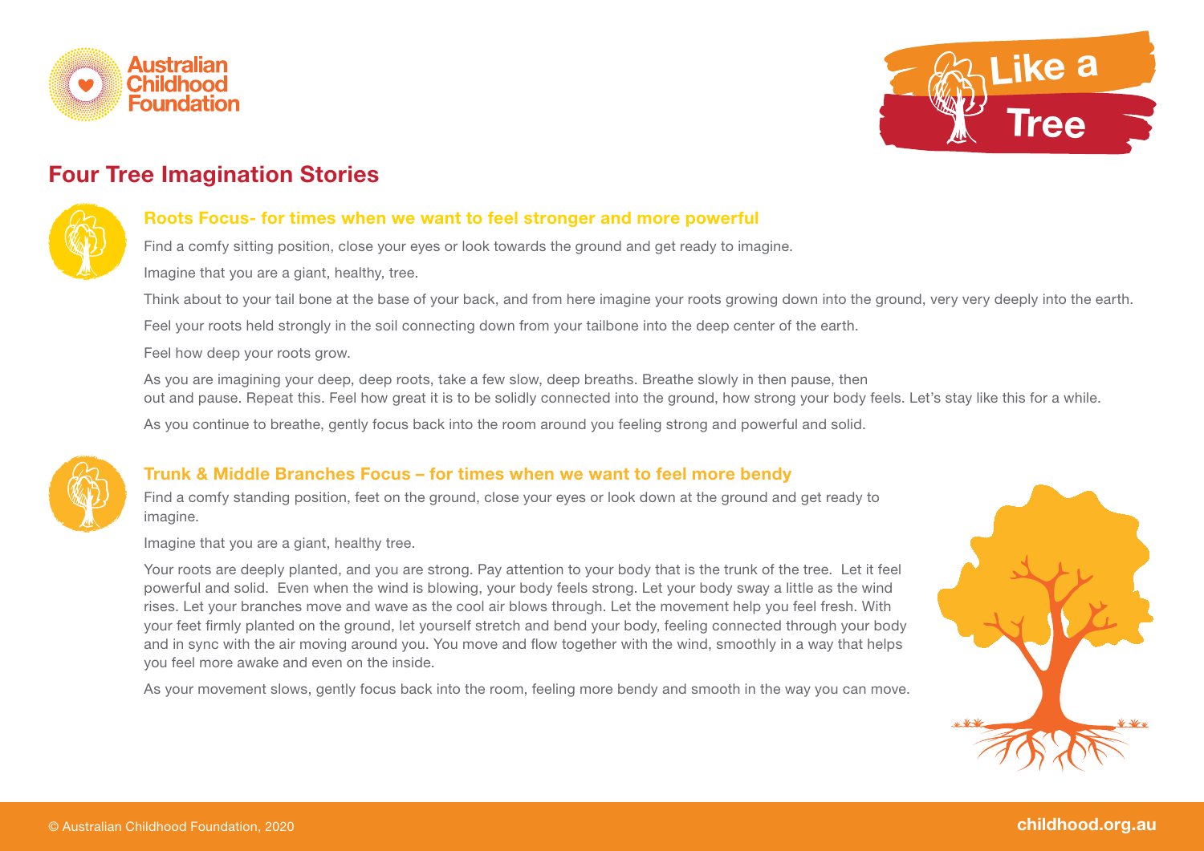# Four Tree Imagination Stories

### Roots Focus- for times when we want to feel stronger and more powerful

Find a comfy sitting position, close your eyes or look towards the ground and get ready to imagine.

Imagine that you are a giant, healthy, tree.

Think about to your tail bone at the base of your back, and from here imagine your roots growing down into the ground, very very deeply into the earth.

Feel your roots held strongly in the soil connecting down from your tailbone into the deep center of the earth.

Feel how deep your roots grow.

As you are imagining your deep, deep roots, take a few slow, deep breaths. Breathe slowly in then pause, then out and pause. Repeat this. Feel how great it is to be solidly connected into the ground, how strong your body feels. Let's stay like this for a while.

As you continue to breathe, gently focus back into the room around you feeling strong and powerful and solid.

### Trunk & Middle Branches Focus – for times when we want to feel more bendy

Find a comfy standing position, feet on the ground, close your eyes or look down at the ground and get ready to imagine.

Imagine that you are a giant, healthy tree.

Your roots are deeply planted, and you are strong. Pay attention to your body that is the trunk of the tree. Let it feel powerful and solid. Even when the wind is blowing, your body feels strong. Let your body sway a little as the wind rises. Let your branches move and wave as the cool air blows through. Let the movement help you feel fresh. With your feet firmly planted on the ground, let yourself stretch and bend your body, feeling connected through your body and in sync with the air moving around you. You move and flow together with the wind, smoothly in a way that helps you feel more awake and even on the inside.

As your movement slows, gently focus back into the room, feeling more bendy and smooth in the way you can move.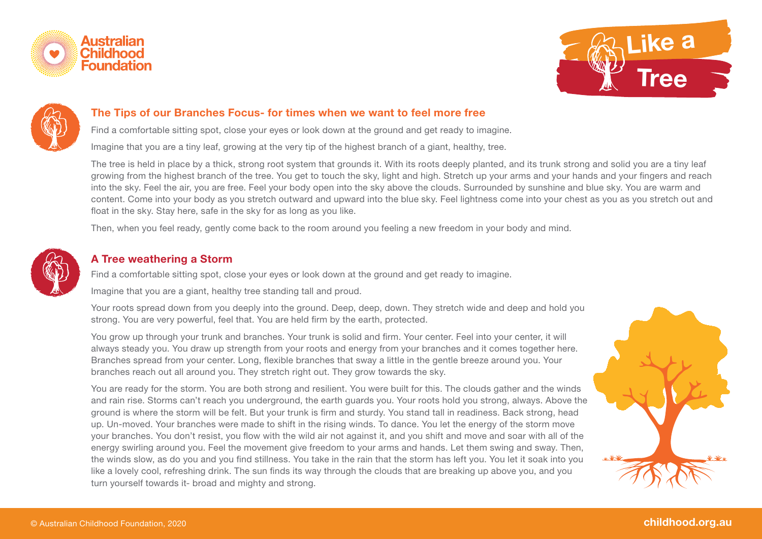### The Tips of our Branches Focus- for times when we want to feel more free

Find a comfortable sitting spot, close your eyes or look down at the ground and get ready to imagine.

Imagine that you are a tiny leaf, growing at the very tip of the highest branch of a giant, healthy, tree.

The tree is held in place by a thick, strong root system that grounds it. With its roots deeply planted, and its trunk strong and solid you are a tiny leaf growing from the highest branch of the tree. You get to touch the sky, light and high. Stretch up your arms and your hands and your fingers and reach into the sky. Feel the air, you are free. Feel your body open into the sky above the clouds. Surrounded by sunshine and blue sky. You are warm and content. Come into your body as you stretch outward and upward into the blue sky. Feel lightness come into your chest as you as you stretch out and float in the sky. Stay here, safe in the sky for as long as you like.

Then, when you feel ready, gently come back to the room around you feeling a new freedom in your body and mind.

### A Tree weathering a Storm

Find a comfortable sitting spot, close your eyes or look down at the ground and get ready to imagine.

Imagine that you are a giant, healthy tree standing tall and proud.

Your roots spread down from you deeply into the ground. Deep, deep, down. They stretch wide and deep and hold you strong. You are very powerful, feel that. You are held firm by the earth, protected.

You grow up through your trunk and branches. Your trunk is solid and firm. Your center. Feel into your center, it will always steady you. You draw up strength from your roots and energy from your branches and it comes together here. Branches spread from your center. Long, flexible branches that sway a little in the gentle breeze around you. Your branches reach out all around you. They stretch right out. They grow towards the sky.

You are ready for the storm. You are both strong and resilient. You were built for this. The clouds gather and the winds and rain rise. Storms can't reach you underground, the earth guards you. Your roots hold you strong, always. Above the ground is where the storm will be felt. But your trunk is firm and sturdy. You stand tall in readiness. Back strong, head up. Un-moved. Your branches were made to shift in the rising winds. To dance. You let the energy of the storm move your branches. You don't resist, you flow with the wild air not against it, and you shift and move and soar with all of the energy swirling around you. Feel the movement give freedom to your arms and hands. Let them swing and sway. Then, the winds slow, as do you and you find stillness. You take in the rain that the storm has left you. You let it soak into you like a lovely cool, refreshing drink. The sun finds its way through the clouds that are breaking up above you, and you turn yourself towards it- broad and mighty and strong.